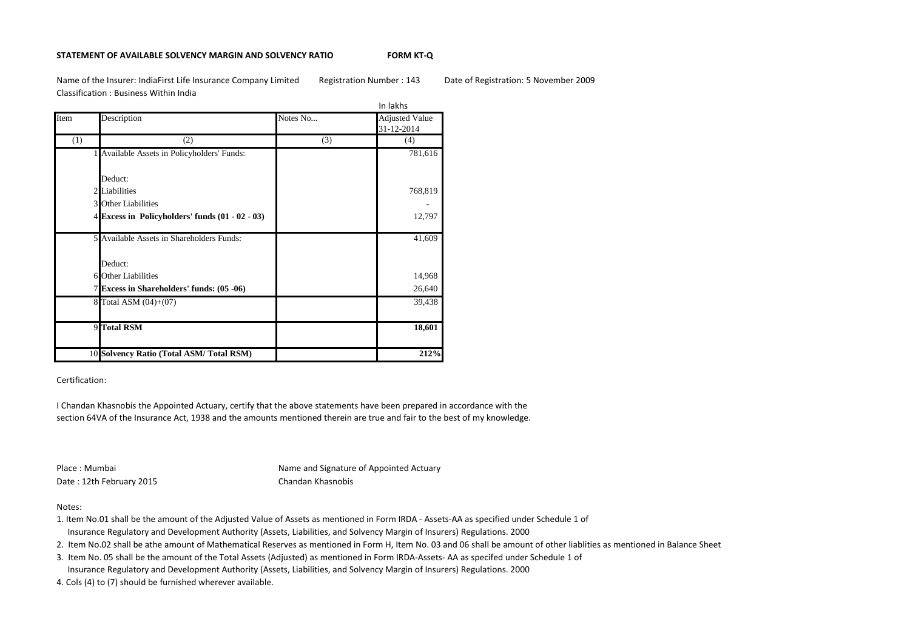**STATEMENT OF AVAILABLE SOLVENCY MARGIN AND SOLVENCY RATIO** **FORM KT-Q**

Name of the Insurer: IndiaFirst Life Insurance Company Limited Registration Number : 143 Date of Registration: 5 November 2009

Classification : Business Within India

In lakhs

| Item | Description | Notes No... | Adjusted Value 31-12-2014 |
|---|---|---|---|
| (1) | (2) | (3) | (4) |
| 1 | Available Assets in Policyholders' Funds: | | 781,616 |
| | Deduct: | | |
| 2 | Liabilities | | 768,819 |
| 3 | Other Liabilities | | - |
| 4 | **Excess in Policyholders' funds (01 - 02 - 03)** | | 12,797 |
| 5 | Available Assets in Shareholders Funds: | | 41,609 |
| | Deduct: | | |
| 6 | Other Liabilities | | 14,968 |
| 7 | **Excess in Shareholders' funds: (05 -06)** | | 26,640 |
| 8 | Total ASM (04)+(07) | | 39,438 |
| 9 | **Total RSM** | | **18,601** |
| 10 | **Solvency Ratio (Total ASM/ Total RSM)** | | **212%** |

Certification:

I Chandan Khasnobis the Appointed Actuary, certify that the above statements have been prepared in accordance with the section 64VA of the Insurance Act, 1938 and the amounts mentioned therein are true and fair to the best of my knowledge.

Place : Mumbai

Date : 12th February 2015

Name and Signature of Appointed Actuary

Chandan Khasnobis

Notes:

1. Item No.01 shall be the amount of the Adjusted Value of Assets as mentioned in Form IRDA - Assets-AA as specified under Schedule 1 of Insurance Regulatory and Development Authority (Assets, Liabilities, and Solvency Margin of Insurers) Regulations. 2000
2. Item No.02 shall be athe amount of Mathematical Reserves as mentioned in Form H, Item No. 03 and 06 shall be amount of other liablities as mentioned in Balance Sheet
3. Item No. 05 shall be the amount of the Total Assets (Adjusted) as mentioned in Form IRDA-Assets- AA as specifed under Schedule 1 of Insurance Regulatory and Development Authority (Assets, Liabilities, and Solvency Margin of Insurers) Regulations. 2000
4. Cols (4) to (7) should be furnished wherever available.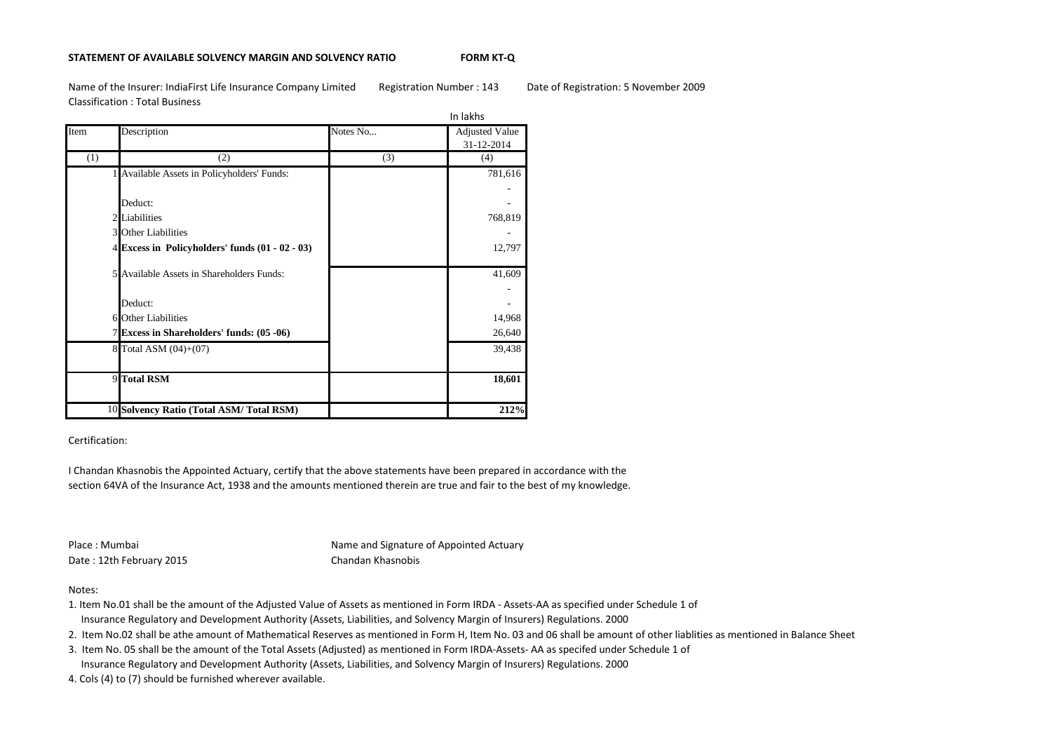**STATEMENT OF AVAILABLE SOLVENCY MARGIN AND SOLVENCY RATIO** **FORM KT-Q**

Name of the Insurer: IndiaFirst Life Insurance Company Limited Registration Number : 143 Date of Registration: 5 November 2009

Classification : Total Business

In lakhs

| Item | Description | Notes No... | Adjusted Value 31-12-2014 |
|---|---|---|---|
| (1) | (2) | (3) | (4) |
| 1 | Available Assets in Policyholders' Funds: | | 781,616 |
| | | | - |
| | Deduct: | | - |
| 2 | Liabilities | | 768,819 |
| 3 | Other Liabilities | | - |
| 4 | **Excess in Policyholders' funds (01 - 02 - 03)** | | 12,797 |
| 5 | Available Assets in Shareholders Funds: | | 41,609 |
| | | | - |
| | Deduct: | | - |
| 6 | Other Liabilities | | 14,968 |
| 7 | **Excess in Shareholders' funds: (05 -06)** | | 26,640 |
| 8 | Total ASM (04)+(07) | | 39,438 |
| 9 | **Total RSM** | | **18,601** |
| 10 | **Solvency Ratio (Total ASM/ Total RSM)** | | **212%** |

Certification:

I Chandan Khasnobis the Appointed Actuary, certify that the above statements have been prepared in accordance with the section 64VA of the Insurance Act, 1938 and the amounts mentioned therein are true and fair to the best of my knowledge.

Place : Mumbai

Date : 12th February 2015

Name and Signature of Appointed Actuary

Chandan Khasnobis

Notes:

1. Item No.01 shall be the amount of the Adjusted Value of Assets as mentioned in Form IRDA - Assets-AA as specified under Schedule 1 of Insurance Regulatory and Development Authority (Assets, Liabilities, and Solvency Margin of Insurers) Regulations. 2000
2. Item No.02 shall be athe amount of Mathematical Reserves as mentioned in Form H, Item No. 03 and 06 shall be amount of other liablities as mentioned in Balance Sheet
3. Item No. 05 shall be the amount of the Total Assets (Adjusted) as mentioned in Form IRDA-Assets- AA as specifed under Schedule 1 of Insurance Regulatory and Development Authority (Assets, Liabilities, and Solvency Margin of Insurers) Regulations. 2000
4. Cols (4) to (7) should be furnished wherever available.